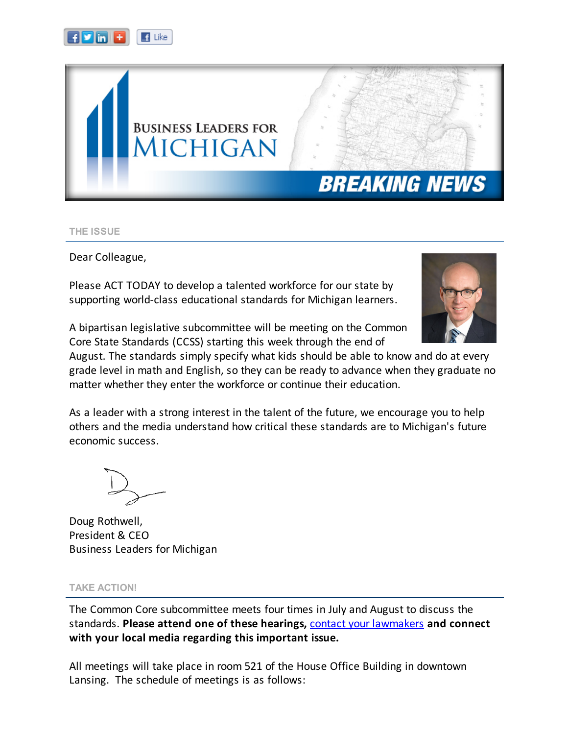BUSINESS LEADERS FOR MICHIGAN

BREAKING NEWS

## THE ISSUE

Dear Colleague,

Please ACT TODAY to develop a talented workforce for our state by supporting world-class educational standards for Michigan learners.

A bipartisan legislative subcommittee will be meeting on the Common Core State Standards (CCSS) starting this week through the end of August. The standards simply specify what kids should be able to know and do at every grade level in math and English, so they can be ready to advance when they graduate no matter whether they enter the workforce or continue their education.

As a leader with a strong interest in the talent of the future, we encourage you to help others and the media understand how critical these standards are to Michigan's future economic success.

Doug Rothwell,
President & CEO
Business Leaders for Michigan

## TAKE ACTION!

The Common Core subcommittee meets four times in July and August to discuss the standards. **Please attend one of these hearings,** contact your lawmakers **and connect with your local media regarding this important issue.**

All meetings will take place in room 521 of the House Office Building in downtown Lansing. The schedule of meetings is as follows: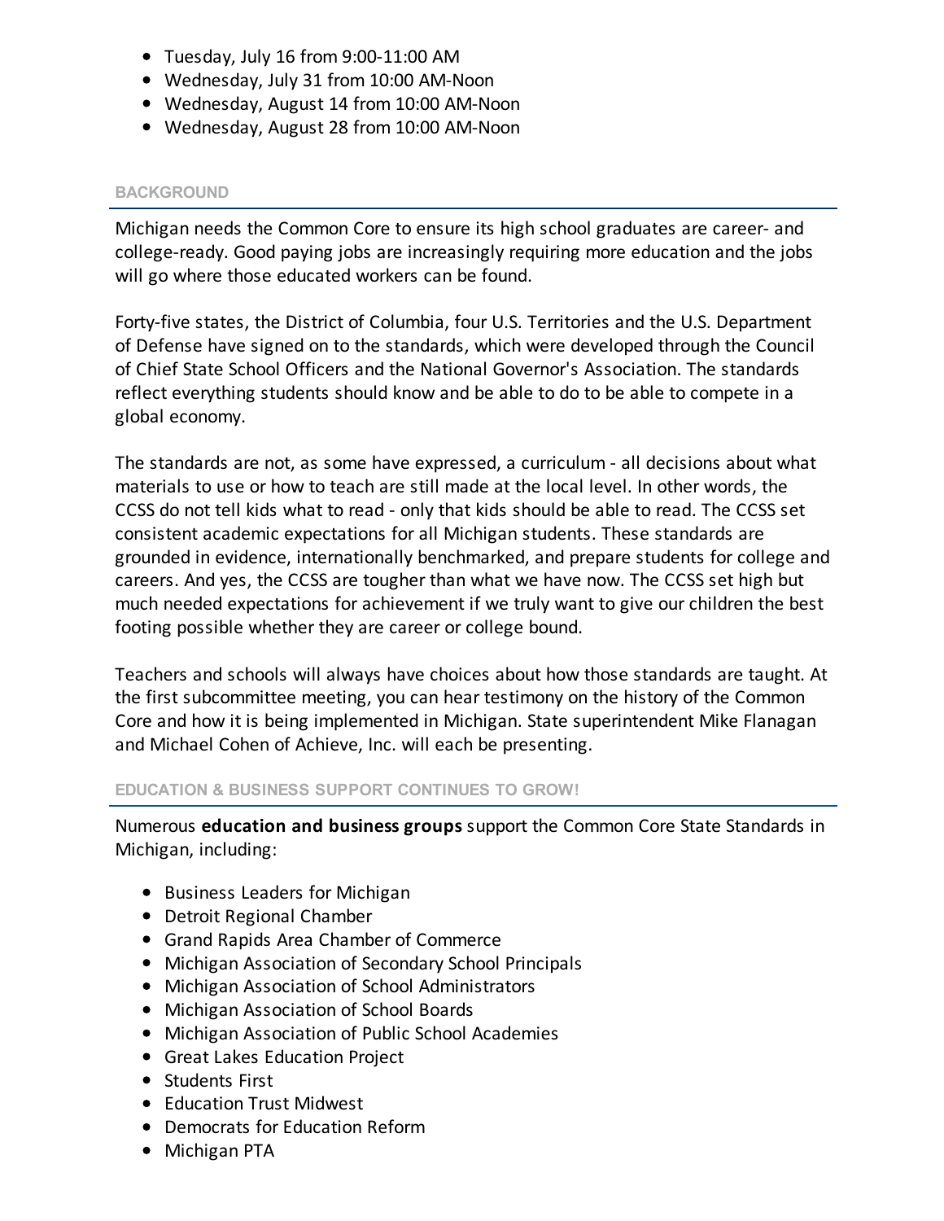- Tuesday, July 16 from 9:00-11:00 AM
- Wednesday, July 31 from 10:00 AM-Noon
- Wednesday, August 14 from 10:00 AM-Noon
- Wednesday, August 28 from 10:00 AM-Noon

## BACKGROUND

Michigan needs the Common Core to ensure its high school graduates are career- and college-ready. Good paying jobs are increasingly requiring more education and the jobs will go where those educated workers can be found.

Forty-five states, the District of Columbia, four U.S. Territories and the U.S. Department of Defense have signed on to the standards, which were developed through the Council of Chief State School Officers and the National Governor's Association. The standards reflect everything students should know and be able to do to be able to compete in a global economy.

The standards are not, as some have expressed, a curriculum - all decisions about what materials to use or how to teach are still made at the local level. In other words, the CCSS do not tell kids what to read - only that kids should be able to read. The CCSS set consistent academic expectations for all Michigan students. These standards are grounded in evidence, internationally benchmarked, and prepare students for college and careers. And yes, the CCSS are tougher than what we have now. The CCSS set high but much needed expectations for achievement if we truly want to give our children the best footing possible whether they are career or college bound.

Teachers and schools will always have choices about how those standards are taught. At the first subcommittee meeting, you can hear testimony on the history of the Common Core and how it is being implemented in Michigan. State superintendent Mike Flanagan and Michael Cohen of Achieve, Inc. will each be presenting.

## EDUCATION & BUSINESS SUPPORT CONTINUES TO GROW!

Numerous **education and business groups** support the Common Core State Standards in Michigan, including:

- Business Leaders for Michigan
- Detroit Regional Chamber
- Grand Rapids Area Chamber of Commerce
- Michigan Association of Secondary School Principals
- Michigan Association of School Administrators
- Michigan Association of School Boards
- Michigan Association of Public School Academies
- Great Lakes Education Project
- Students First
- Education Trust Midwest
- Democrats for Education Reform
- Michigan PTA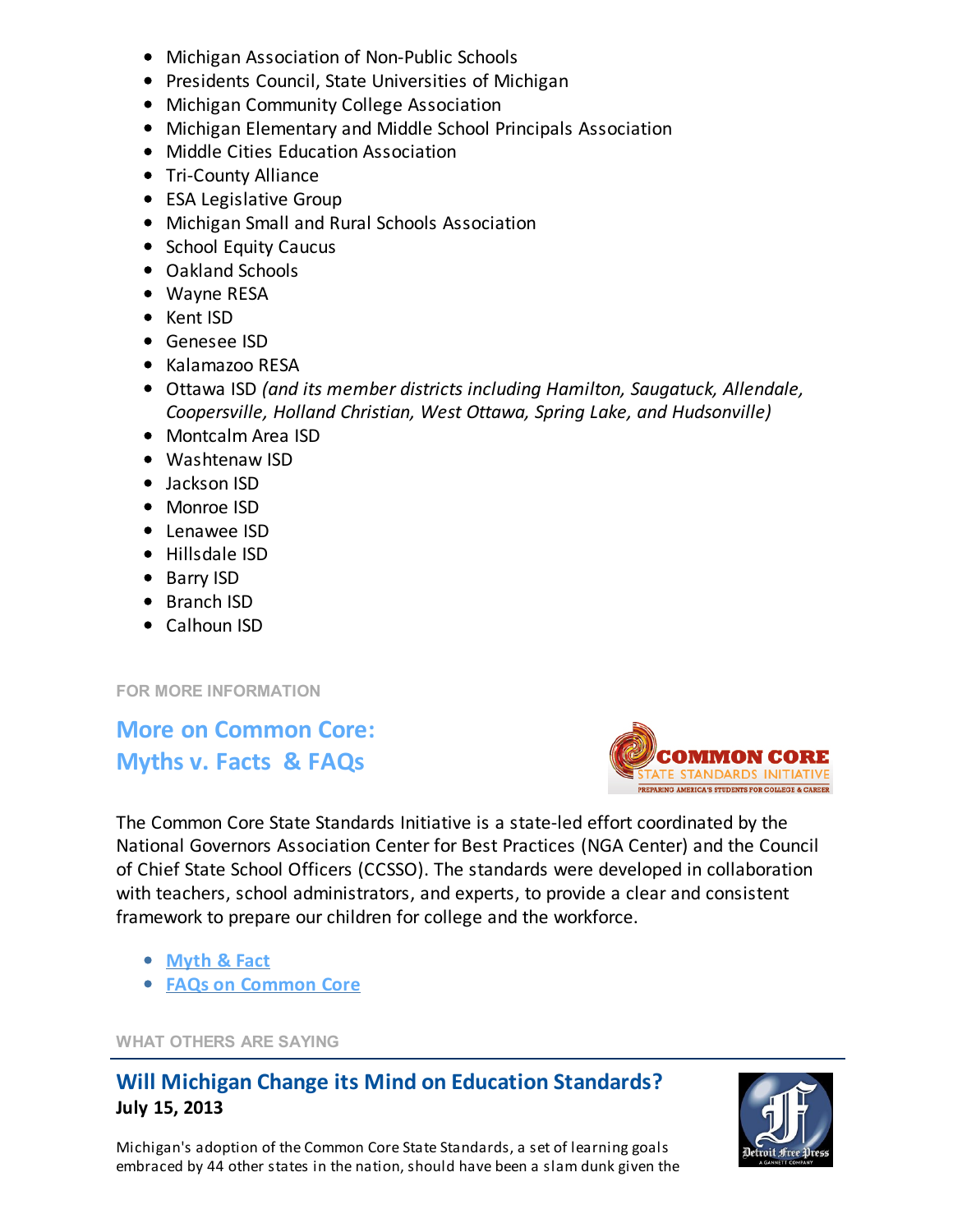- Michigan Association of Non-Public Schools
- Presidents Council, State Universities of Michigan
- Michigan Community College Association
- Michigan Elementary and Middle School Principals Association
- Middle Cities Education Association
- Tri-County Alliance
- ESA Legislative Group
- Michigan Small and Rural Schools Association
- School Equity Caucus
- Oakland Schools
- Wayne RESA
- Kent ISD
- Genesee ISD
- Kalamazoo RESA
- Ottawa ISD *(and its member districts including Hamilton, Saugatuck, Allendale, Coopersville, Holland Christian, West Ottawa, Spring Lake, and Hudsonville)*
- Montcalm Area ISD
- Washtenaw ISD
- Jackson ISD
- Monroe ISD
- Lenawee ISD
- Hillsdale ISD
- Barry ISD
- Branch ISD
- Calhoun ISD

FOR MORE INFORMATION

## More on Common Core: Myths v. Facts & FAQs

The Common Core State Standards Initiative is a state-led effort coordinated by the National Governors Association Center for Best Practices (NGA Center) and the Council of Chief State School Officers (CCSSO). The standards were developed in collaboration with teachers, school administrators, and experts, to provide a clear and consistent framework to prepare our children for college and the workforce.

- Myth & Fact
- FAQs on Common Core

WHAT OTHERS ARE SAYING

## Will Michigan Change its Mind on Education Standards?

**July 15, 2013**

Michigan's adoption of the Common Core State Standards, a set of learning goals embraced by 44 other states in the nation, should have been a slam dunk given the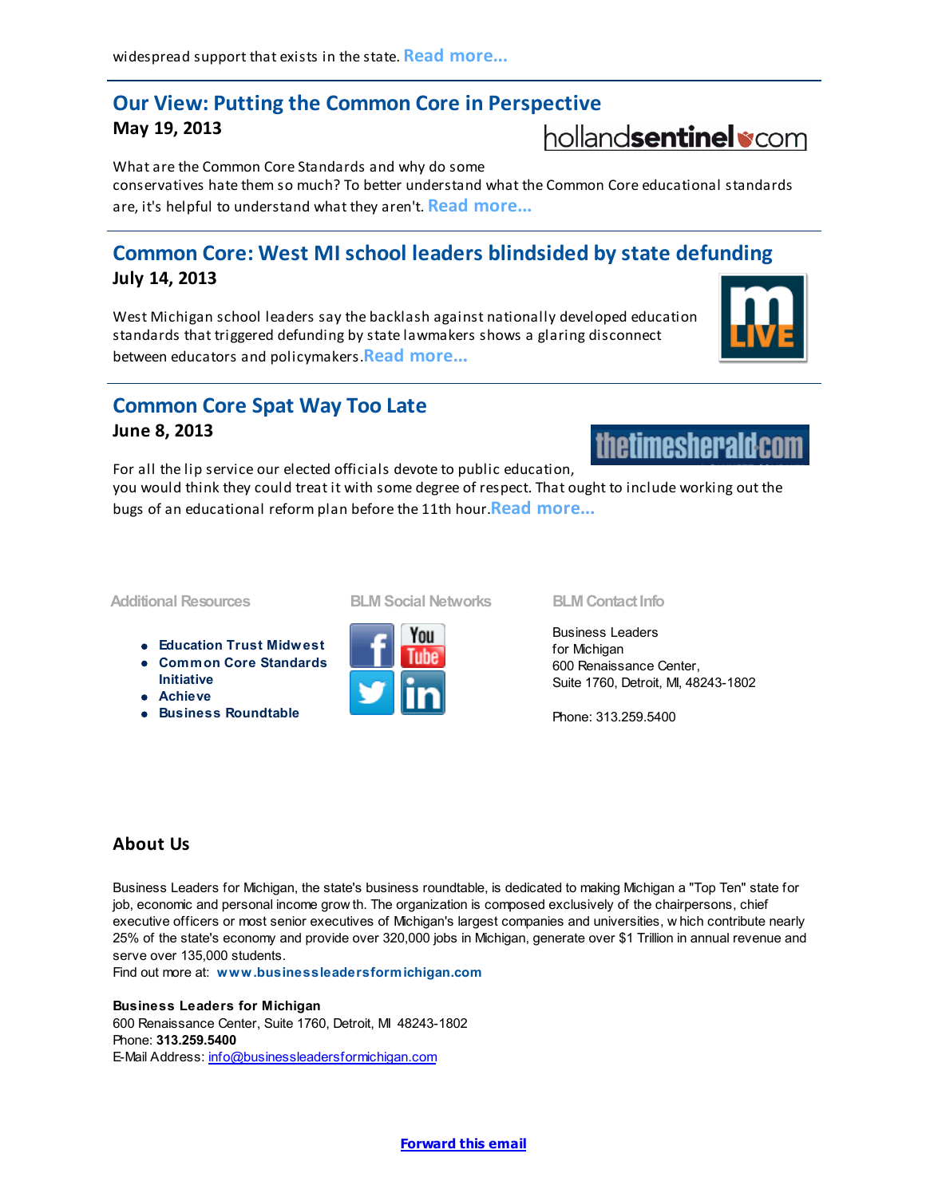widespread support that exists in the state. Read more...

---

## Our View: Putting the Common Core in Perspective

**May 19, 2013**

hollandsentinel.com

What are the Common Core Standards and why do some conservatives hate them so much? To better understand what the Common Core educational standards are, it's helpful to understand what they aren't. Read more...

---

## Common Core: West MI school leaders blindsided by state defunding

**July 14, 2013**

West Michigan school leaders say the backlash against nationally developed education standards that triggered defunding by state lawmakers shows a glaring disconnect between educators and policymakers. Read more...

---

## Common Core Spat Way Too Late

**June 8, 2013**

thetimesherald.com

For all the lip service our elected officials devote to public education, you would think they could treat it with some degree of respect. That ought to include working out the bugs of an educational reform plan before the 11th hour. Read more...

---

**Additional Resources**

- Education Trust Midwest
- Common Core Standards Initiative
- Achieve
- Business Roundtable

**BLM Social Networks**

**BLM Contact Info**

Business Leaders for Michigan
600 Renaissance Center,
Suite 1760, Detroit, MI, 48243-1802

Phone: 313.259.5400

## About Us

Business Leaders for Michigan, the state's business roundtable, is dedicated to making Michigan a "Top Ten" state for job, economic and personal income growth. The organization is composed exclusively of the chairpersons, chief executive officers or most senior executives of Michigan's largest companies and universities, which contribute nearly 25% of the state's economy and provide over 320,000 jobs in Michigan, generate over $1 Trillion in annual revenue and serve over 135,000 students.
Find out more at: **www.businessleadersformichigan.com**

**Business Leaders for Michigan**
600 Renaissance Center, Suite 1760, Detroit, MI 48243-1802
Phone: **313.259.5400**
E-Mail Address: info@businessleadersformichigan.com

**Forward this email**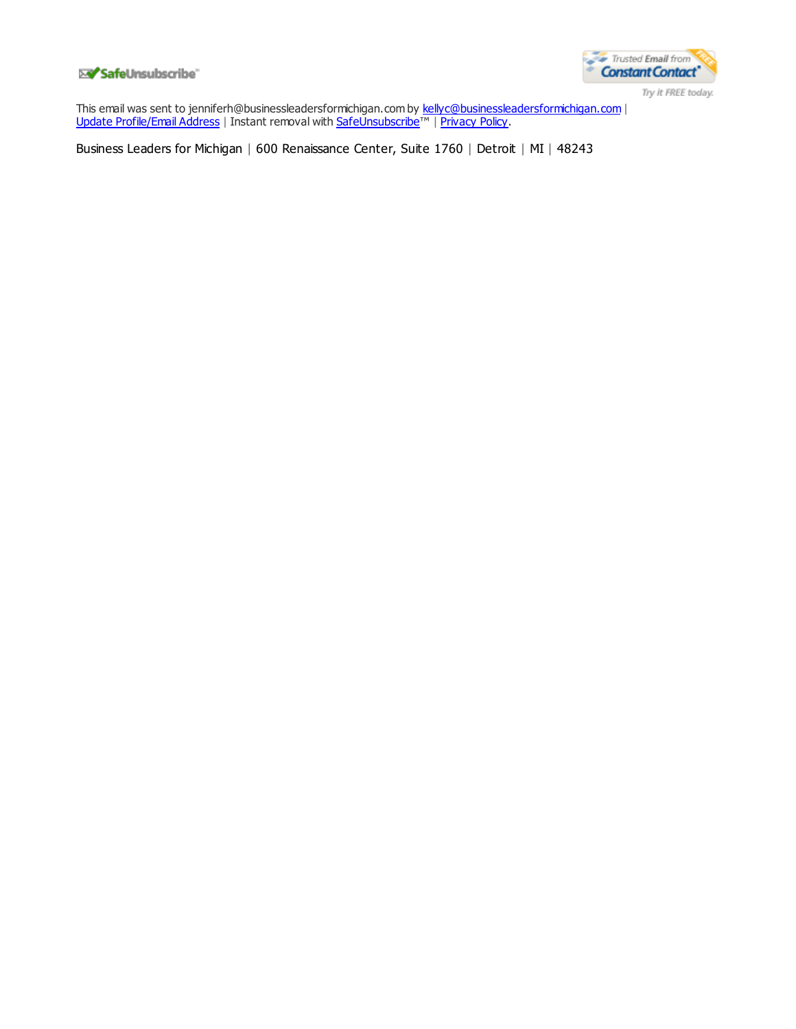SafeUnsubscribe™

Trusted Email from Constant Contact® FREE
Try it FREE today.

This email was sent to jenniferh@businessleadersformichigan.com by kellyc@businessleadersformichigan.com | Update Profile/Email Address | Instant removal with SafeUnsubscribe™ | Privacy Policy.

Business Leaders for Michigan | 600 Renaissance Center, Suite 1760 | Detroit | MI | 48243